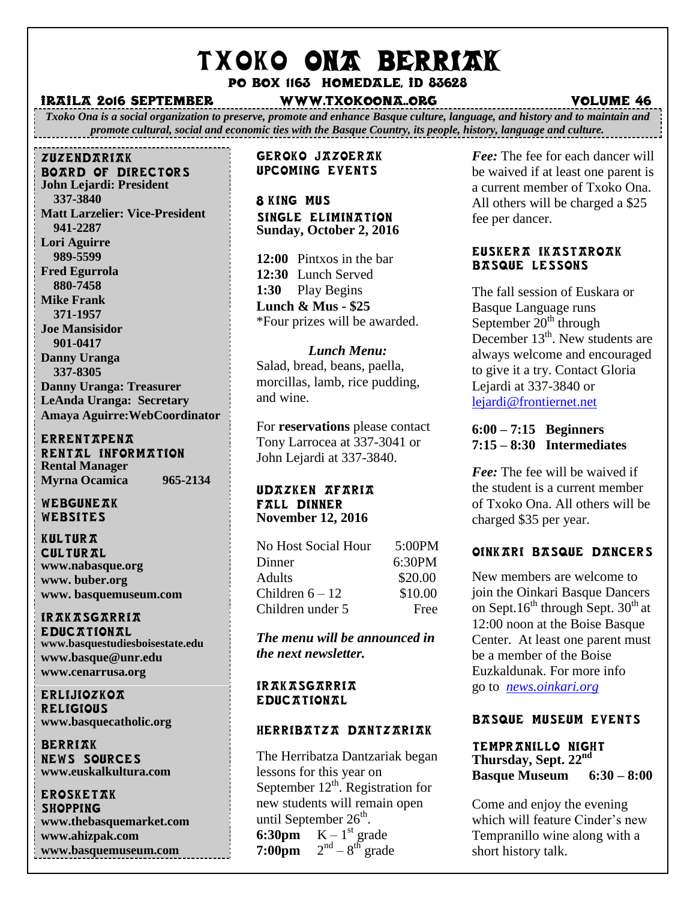# TXOKO ONA BERRIAK

**PO BOX 1163 HOMEDALE, ID 83628**

**IRAILA 2016 SEPTEMBER** **WWW.TXOKOONA..ORG** **VOLUME 46**

*Txoko Ona is a social organization to preserve, promote and enhance Basque culture, language, and history and to maintain and promote cultural, social and economic ties with the Basque Country, its people, history, language and culture.*

## ZUZENDARIAK
## BOARD OF DIRECTORS

**John Lejardi: President**
**337-3840**
**Matt Larzelier: Vice-President**
**941-2287**
**Lori Aguirre**
**989-5599**
**Fred Egurrola**
**880-7458**
**Mike Frank**
**371-1957**
**Joe Mansisidor**
**901-0417**
**Danny Uranga**
**337-8305**
**Danny Uranga: Treasurer**
**LeAnda Uranga: Secretary**
**Amaya Aguirre:WebCoordinator**

## ERRENTAPENA
## RENTAL INFORMATION

**Rental Manager**
**Myrna Ocamica 965-2134**

## WEBGUNEAK
## WEBSITES

### KULTURA
### CULTURAL

**www.nabasque.org**
**www. buber.org**
**www. basquemuseum.com**

### IRAKASGARRIA
### EDUCATIONAL

**www.basquestudiesboisestate.edu**
**www.basque@unr.edu**
**www.cenarrusa.org**

### ERLIJIOZKOA
### RELIGIOUS

**www.basquecatholic.org**

### BERRIAK
### NEWS SOURCES

**www.euskalkultura.com**

### EROSKETAK
### SHOPPING

**www.thebasquemarket.com**
**www.ahizpak.com**
**www.basquemuseum.com**

## GEROKO JAZOERAK
## UPCOMING EVENTS

### 8 KING MUS
### SINGLE ELIMINATION

**Sunday, October 2, 2016**

**12:00** Pintxos in the bar
**12:30** Lunch Served
**1:30** Play Begins
**Lunch & Mus - $25**
*Four prizes will be awarded.

*Lunch Menu:*
Salad, bread, beans, paella, morcillas, lamb, rice pudding, and wine.

For **reservations** please contact Tony Larrocea at 337-3041 or John Lejardi at 337-3840.

### UDAZKEN AFARIA
### FALL DINNER

**November 12, 2016**

| | |
|---|---|
| No Host Social Hour | 5:00PM |
| Dinner | 6:30PM |
| Adults | $20.00 |
| Children 6 – 12 | $10.00 |
| Children under 5 | Free |

***The menu will be announced in the next newsletter.***

### IRAKASGARRIA
### EDUCATIONAL

### HERRIBATZA DANTZARIAK

The Herribatza Dantzariak began lessons for this year on September 12th. Registration for new students will remain open until September 26th.
**6:30pm** K – 1st grade
**7:00pm** 2nd – 8th grade

*Fee:* The fee for each dancer will be waived if at least one parent is a current member of Txoko Ona. All others will be charged a $25 fee per dancer.

### EUSKERA IKASTAROAK
### BASQUE LESSONS

The fall session of Euskara or Basque Language runs September 20th through December 13th. New students are always welcome and encouraged to give it a try. Contact Gloria Lejardi at 337-3840 or lejardi@frontiernet.net

**6:00 – 7:15 Beginners**
**7:15 – 8:30 Intermediates**

*Fee:* The fee will be waived if the student is a current member of Txoko Ona. All others will be charged $35 per year.

### OINKARI BASQUE DANCERS

New members are welcome to join the Oinkari Basque Dancers on Sept.16th through Sept. 30th at 12:00 noon at the Boise Basque Center. At least one parent must be a member of the Boise Euzkaldunak. For more info go to *news.oinkari.org*

### BASQUE MUSEUM EVENTS

#### TEMPRANILLO NIGHT

**Thursday, Sept. 22nd**
**Basque Museum 6:30 – 8:00**

Come and enjoy the evening which will feature Cinder's new Tempranillo wine along with a short history talk.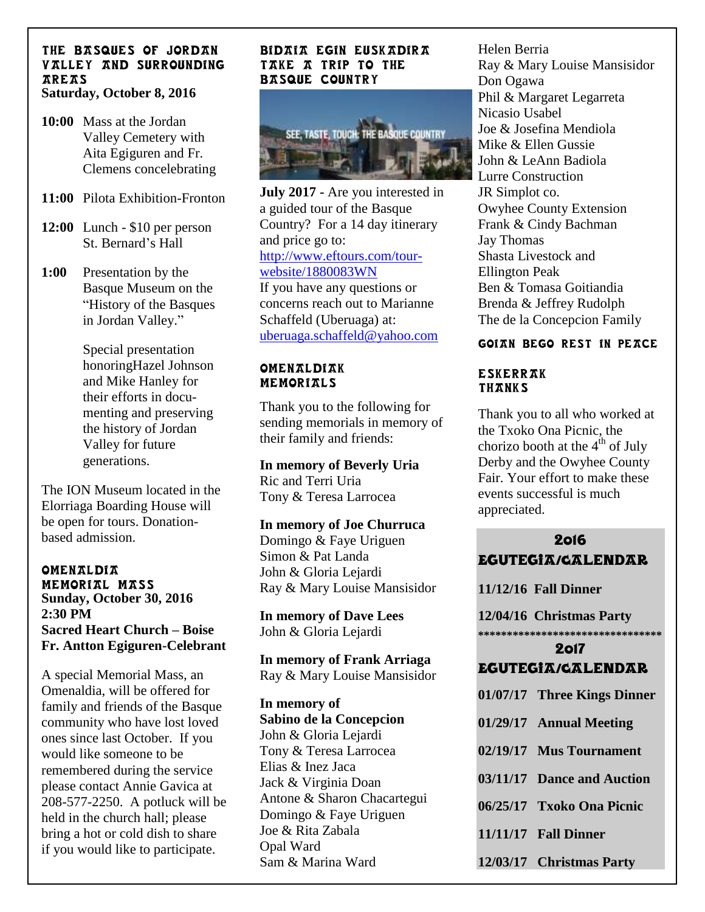## THE BASQUES OF JORDAN VALLEY AND SURROUNDING AREAS

**Saturday, October 8, 2016**

**10:00** Mass at the Jordan Valley Cemetery with Aita Egiguren and Fr. Clemens concelebrating

**11:00** Pilota Exhibition-Fronton

**12:00** Lunch - $10 per person St. Bernard's Hall

**1:00** Presentation by the Basque Museum on the "History of the Basques in Jordan Valley."

Special presentation honoringHazel Johnson and Mike Hanley for their efforts in documenting and preserving the history of Jordan Valley for future generations.

The ION Museum located in the Elorriaga Boarding House will be open for tours. Donation-based admission.

## OMENALDIA MEMORIAL MASS

**Sunday, October 30, 2016**
**2:30 PM**
**Sacred Heart Church – Boise**
**Fr. Antton Egiguren-Celebrant**

A special Memorial Mass, an Omenaldia, will be offered for family and friends of the Basque community who have lost loved ones since last October. If you would like someone to be remembered during the service please contact Annie Gavica at 208-577-2250. A potluck will be held in the church hall; please bring a hot or cold dish to share if you would like to participate.

## BIDAIA EGIN EUSKADIRA TAKE A TRIP TO THE BASQUE COUNTRY

SEE, TASTE, TOUCH: THE BASQUE COUNTRY

**July 2017 -** Are you interested in a guided tour of the Basque Country? For a 14 day itinerary and price go to: http://www.eftours.com/tour-website/1880083WN
If you have any questions or concerns reach out to Marianne Schaffeld (Uberuaga) at: uberuaga.schaffeld@yahoo.com

## OMENALDIAK MEMORIALS

Thank you to the following for sending memorials in memory of their family and friends:

**In memory of Beverly Uria**
Ric and Terri Uria
Tony & Teresa Larrocea

**In memory of Joe Churruca**
Domingo & Faye Uriguen
Simon & Pat Landa
John & Gloria Lejardi
Ray & Mary Louise Mansisidor

**In memory of Dave Lees**
John & Gloria Lejardi

**In memory of Frank Arriaga**
Ray & Mary Louise Mansisidor

**In memory of Sabino de la Concepcion**
John & Gloria Lejardi
Tony & Teresa Larrocea
Elias & Inez Jaca
Jack & Virginia Doan
Antone & Sharon Chacartegui
Domingo & Faye Uriguen
Joe & Rita Zabala
Opal Ward
Sam & Marina Ward
Helen Berria
Ray & Mary Louise Mansisidor
Don Ogawa
Phil & Margaret Legarreta
Nicasio Usabel
Joe & Josefina Mendiola
Mike & Ellen Gussie
John & LeAnn Badiola
Lurre Construction
JR Simplot co.
Owyhee County Extension
Frank & Cindy Bachman
Jay Thomas
Shasta Livestock and Ellington Peak
Ben & Tomasa Goitiandia
Brenda & Jeffrey Rudolph
The de la Concepcion Family

**GOIAN BEGO REST IN PEACE**

## ESKERRAK THANKS

Thank you to all who worked at the Txoko Ona Picnic, the chorizo booth at the 4th of July Derby and the Owyhee County Fair. Your effort to make these events successful is much appreciated.

## 2016 EGUTEGIA/CALENDAR

**11/12/16 Fall Dinner**

**12/04/16 Christmas Party**

********************************

## 2017 EGUTEGIA/CALENDAR

**01/07/17 Three Kings Dinner**

**01/29/17 Annual Meeting**

**02/19/17 Mus Tournament**

**03/11/17 Dance and Auction**

**06/25/17 Txoko Ona Picnic**

**11/11/17 Fall Dinner**

**12/03/17 Christmas Party**